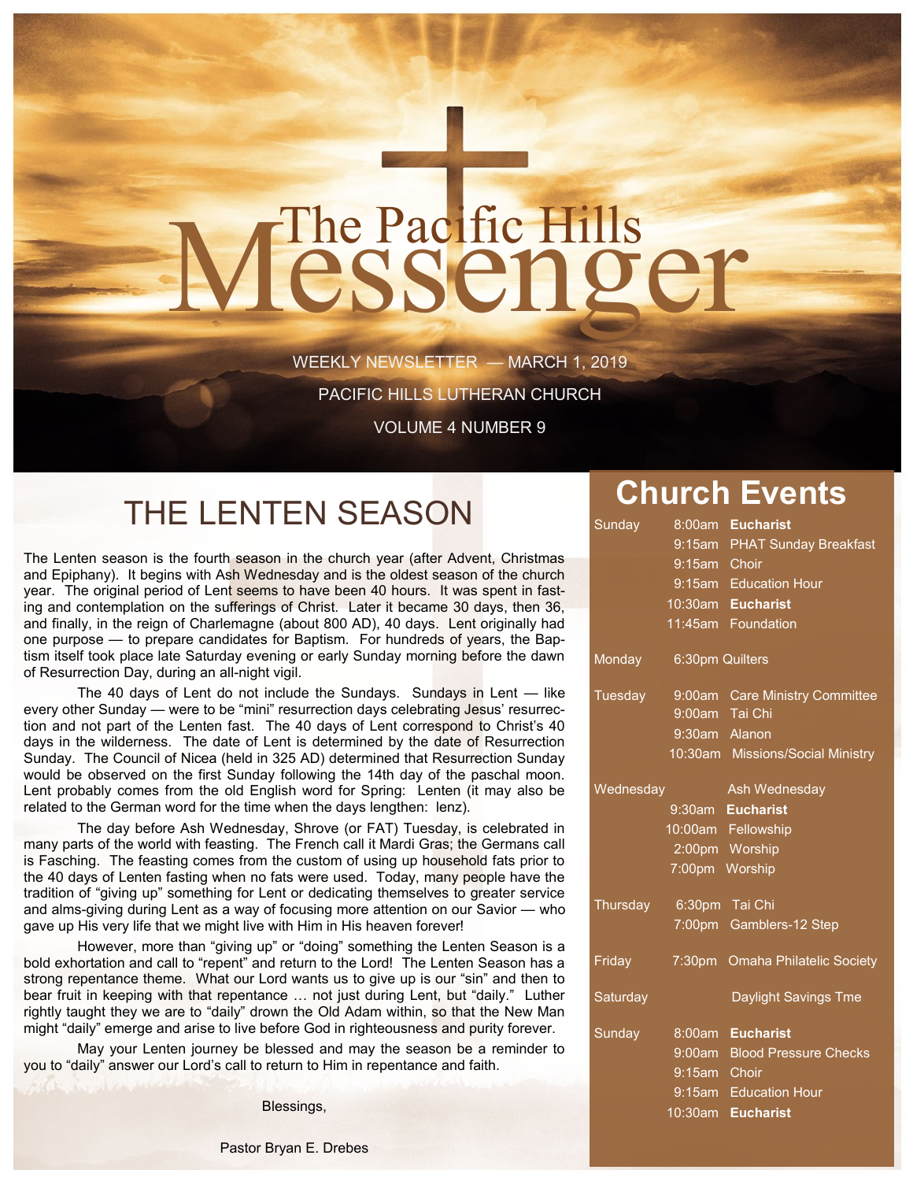# The Pacific Hills Messenger

WEEKLY NEWSLETTER — MARCH 1, 2019

PACIFIC HILLS LUTHERAN CHURCH

VOLUME 4 NUMBER 9

## THE LENTEN SEASON

The Lenten season is the fourth season in the church year (after Advent, Christmas and Epiphany). It begins with Ash Wednesday and is the oldest season of the church year. The original period of Lent seems to have been 40 hours. It was spent in fasting and contemplation on the sufferings of Christ. Later it became 30 days, then 36, and finally, in the reign of Charlemagne (about 800 AD), 40 days. Lent originally had one purpose — to prepare candidates for Baptism. For hundreds of years, the Baptism itself took place late Saturday evening or early Sunday morning before the dawn of Resurrection Day, during an all-night vigil.

The 40 days of Lent do not include the Sundays. Sundays in Lent — like every other Sunday — were to be "mini" resurrection days celebrating Jesus' resurrection and not part of the Lenten fast. The 40 days of Lent correspond to Christ's 40 days in the wilderness. The date of Lent is determined by the date of Resurrection Sunday. The Council of Nicea (held in 325 AD) determined that Resurrection Sunday would be observed on the first Sunday following the 14th day of the paschal moon. Lent probably comes from the old English word for Spring: Lenten (it may also be related to the German word for the time when the days lengthen: lenz).

The day before Ash Wednesday, Shrove (or FAT) Tuesday, is celebrated in many parts of the world with feasting. The French call it Mardi Gras; the Germans call is Fasching. The feasting comes from the custom of using up household fats prior to the 40 days of Lenten fasting when no fats were used. Today, many people have the tradition of "giving up" something for Lent or dedicating themselves to greater service and alms-giving during Lent as a way of focusing more attention on our Savior — who gave up His very life that we might live with Him in His heaven forever!

However, more than "giving up" or "doing" something the Lenten Season is a bold exhortation and call to "repent" and return to the Lord! The Lenten Season has a strong repentance theme. What our Lord wants us to give up is our "sin" and then to bear fruit in keeping with that repentance … not just during Lent, but "daily." Luther rightly taught they we are to "daily" drown the Old Adam within, so that the New Man might "daily" emerge and arise to live before God in righteousness and purity forever.

May your Lenten journey be blessed and may the season be a reminder to you to "daily" answer our Lord's call to return to Him in repentance and faith.

Blessings,

Pastor Bryan E. Drebes

## Church Events

**Sunday**
- 8:00am **Eucharist**
- 9:15am PHAT Sunday Breakfast
- 9:15am Choir
- 9:15am Education Hour
- 10:30am **Eucharist**
- 11:45am Foundation

**Monday**
- 6:30pm Quilters

**Tuesday**
- 9:00am Care Ministry Committee
- 9:00am Tai Chi
- 9:30am Alanon
- 10:30am Missions/Social Ministry

**Wednesday** — Ash Wednesday
- 9:30am **Eucharist**
- 10:00am Fellowship
- 2:00pm Worship
- 7:00pm Worship

**Thursday**
- 6:30pm Tai Chi
- 7:00pm Gamblers-12 Step

**Friday**
- 7:30pm Omaha Philatelic Society

**Saturday**
- Daylight Savings Tme

**Sunday**
- 8:00am **Eucharist**
- 9:00am Blood Pressure Checks
- 9:15am Choir
- 9:15am Education Hour
- 10:30am **Eucharist**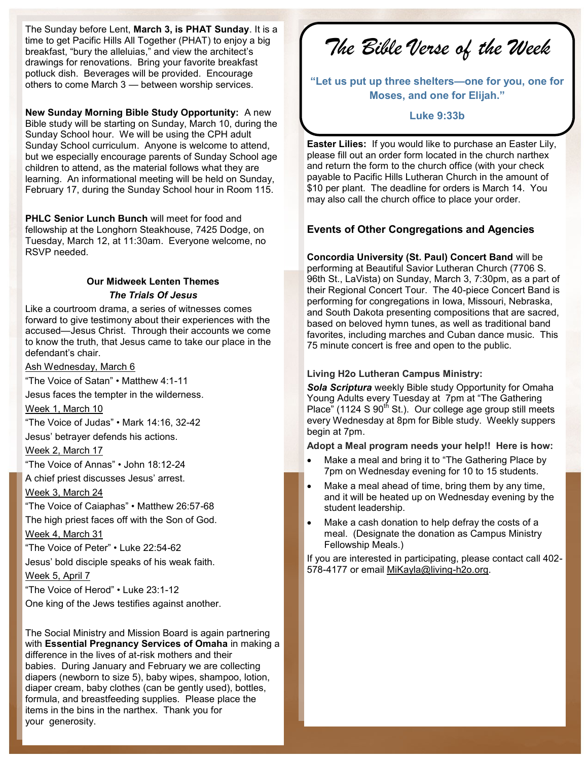The Sunday before Lent, **March 3, is PHAT Sunday**. It is a time to get Pacific Hills All Together (PHAT) to enjoy a big breakfast, "bury the alleluias," and view the architect's drawings for renovations. Bring your favorite breakfast potluck dish. Beverages will be provided. Encourage others to come March 3 — between worship services.

**New Sunday Morning Bible Study Opportunity:** A new Bible study will be starting on Sunday, March 10, during the Sunday School hour. We will be using the CPH adult Sunday School curriculum. Anyone is welcome to attend, but we especially encourage parents of Sunday School age children to attend, as the material follows what they are learning. An informational meeting will be held on Sunday, February 17, during the Sunday School hour in Room 115.

**PHLC Senior Lunch Bunch** will meet for food and fellowship at the Longhorn Steakhouse, 7425 Dodge, on Tuesday, March 12, at 11:30am. Everyone welcome, no RSVP needed.

### Our Midweek Lenten Themes

***The Trials Of Jesus***

Like a courtroom drama, a series of witnesses comes forward to give testimony about their experiences with the accused—Jesus Christ. Through their accounts we come to know the truth, that Jesus came to take our place in the defendant's chair.

Ash Wednesday, March 6

"The Voice of Satan" • Matthew 4:1-11

Jesus faces the tempter in the wilderness.

Week 1, March 10

"The Voice of Judas" • Mark 14:16, 32-42

Jesus' betrayer defends his actions.

Week 2, March 17

"The Voice of Annas" • John 18:12-24

A chief priest discusses Jesus' arrest.

Week 3, March 24

"The Voice of Caiaphas" • Matthew 26:57-68

The high priest faces off with the Son of God.

Week 4, March 31

"The Voice of Peter" • Luke 22:54-62

Jesus' bold disciple speaks of his weak faith.

Week 5, April 7

"The Voice of Herod" • Luke 23:1-12

One king of the Jews testifies against another.

The Social Ministry and Mission Board is again partnering with **Essential Pregnancy Services of Omaha** in making a difference in the lives of at-risk mothers and their babies. During January and February we are collecting diapers (newborn to size 5), baby wipes, shampoo, lotion, diaper cream, baby clothes (can be gently used), bottles, formula, and breastfeeding supplies. Please place the items in the bins in the narthex. Thank you for your generosity.

## *The Bible Verse of the Week*

**"Let us put up three shelters—one for you, one for Moses, and one for Elijah."**

**Luke 9:33b**

**Easter Lilies:** If you would like to purchase an Easter Lily, please fill out an order form located in the church narthex and return the form to the church office (with your check payable to Pacific Hills Lutheran Church in the amount of $10 per plant. The deadline for orders is March 14. You may also call the church office to place your order.

### Events of Other Congregations and Agencies

**Concordia University (St. Paul) Concert Band** will be performing at Beautiful Savior Lutheran Church (7706 S. 96th St., LaVista) on Sunday, March 3, 7:30pm, as a part of their Regional Concert Tour. The 40-piece Concert Band is performing for congregations in Iowa, Missouri, Nebraska, and South Dakota presenting compositions that are sacred, based on beloved hymn tunes, as well as traditional band favorites, including marches and Cuban dance music. This 75 minute concert is free and open to the public.

**Living H2o Lutheran Campus Ministry:**

***Sola Scriptura*** weekly Bible study Opportunity for Omaha Young Adults every Tuesday at 7pm at "The Gathering Place" (1124 S 90th St.). Our college age group still meets every Wednesday at 8pm for Bible study. Weekly suppers begin at 7pm.

**Adopt a Meal program needs your help!! Here is how:**

- Make a meal and bring it to "The Gathering Place by 7pm on Wednesday evening for 10 to 15 students.
- Make a meal ahead of time, bring them by any time, and it will be heated up on Wednesday evening by the student leadership.
- Make a cash donation to help defray the costs of a meal. (Designate the donation as Campus Ministry Fellowship Meals.)

If you are interested in participating, please contact call 402-578-4177 or email MiKayla@living-h2o.org.